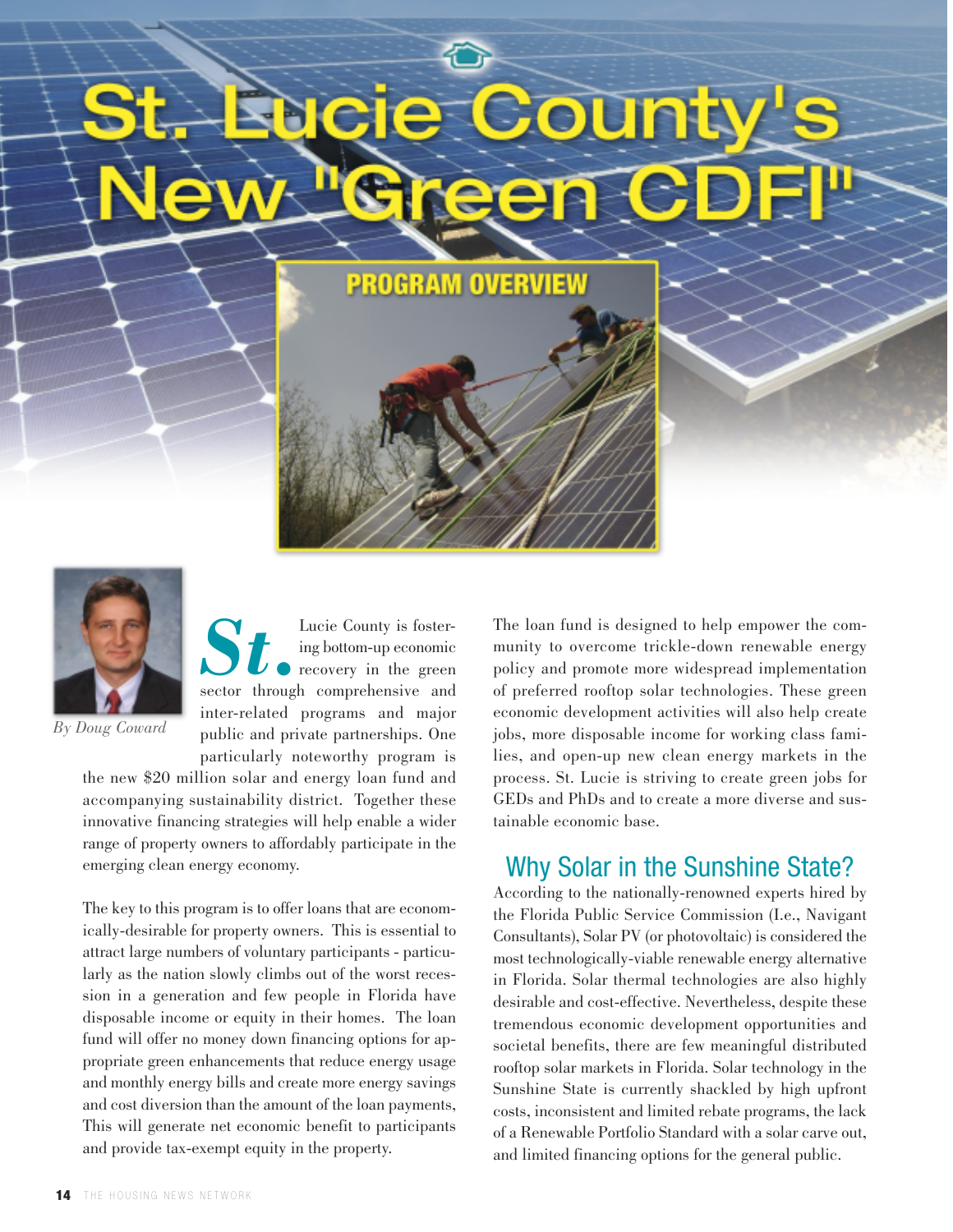# St. Lucie County's New "Green CDFI"

## PROGRAM OVERVIEW

*By Doug Coward*

St. Lucie County is fostering bottom-up economic recovery in the green sector through comprehensive and inter-related programs and major public and private partnerships. One particularly noteworthy program is the new $20 million solar and energy loan fund and accompanying sustainability district. Together these innovative financing strategies will help enable a wider range of property owners to affordably participate in the emerging clean energy economy.

The key to this program is to offer loans that are economically-desirable for property owners. This is essential to attract large numbers of voluntary participants - particularly as the nation slowly climbs out of the worst recession in a generation and few people in Florida have disposable income or equity in their homes. The loan fund will offer no money down financing options for appropriate green enhancements that reduce energy usage and monthly energy bills and create more energy savings and cost diversion than the amount of the loan payments, This will generate net economic benefit to participants and provide tax-exempt equity in the property.

The loan fund is designed to help empower the community to overcome trickle-down renewable energy policy and promote more widespread implementation of preferred rooftop solar technologies. These green economic development activities will also help create jobs, more disposable income for working class families, and open-up new clean energy markets in the process. St. Lucie is striving to create green jobs for GEDs and PhDs and to create a more diverse and sustainable economic base.

## Why Solar in the Sunshine State?

According to the nationally-renowned experts hired by the Florida Public Service Commission (I.e., Navigant Consultants), Solar PV (or photovoltaic) is considered the most technologically-viable renewable energy alternative in Florida. Solar thermal technologies are also highly desirable and cost-effective. Nevertheless, despite these tremendous economic development opportunities and societal benefits, there are few meaningful distributed rooftop solar markets in Florida. Solar technology in the Sunshine State is currently shackled by high upfront costs, inconsistent and limited rebate programs, the lack of a Renewable Portfolio Standard with a solar carve out, and limited financing options for the general public.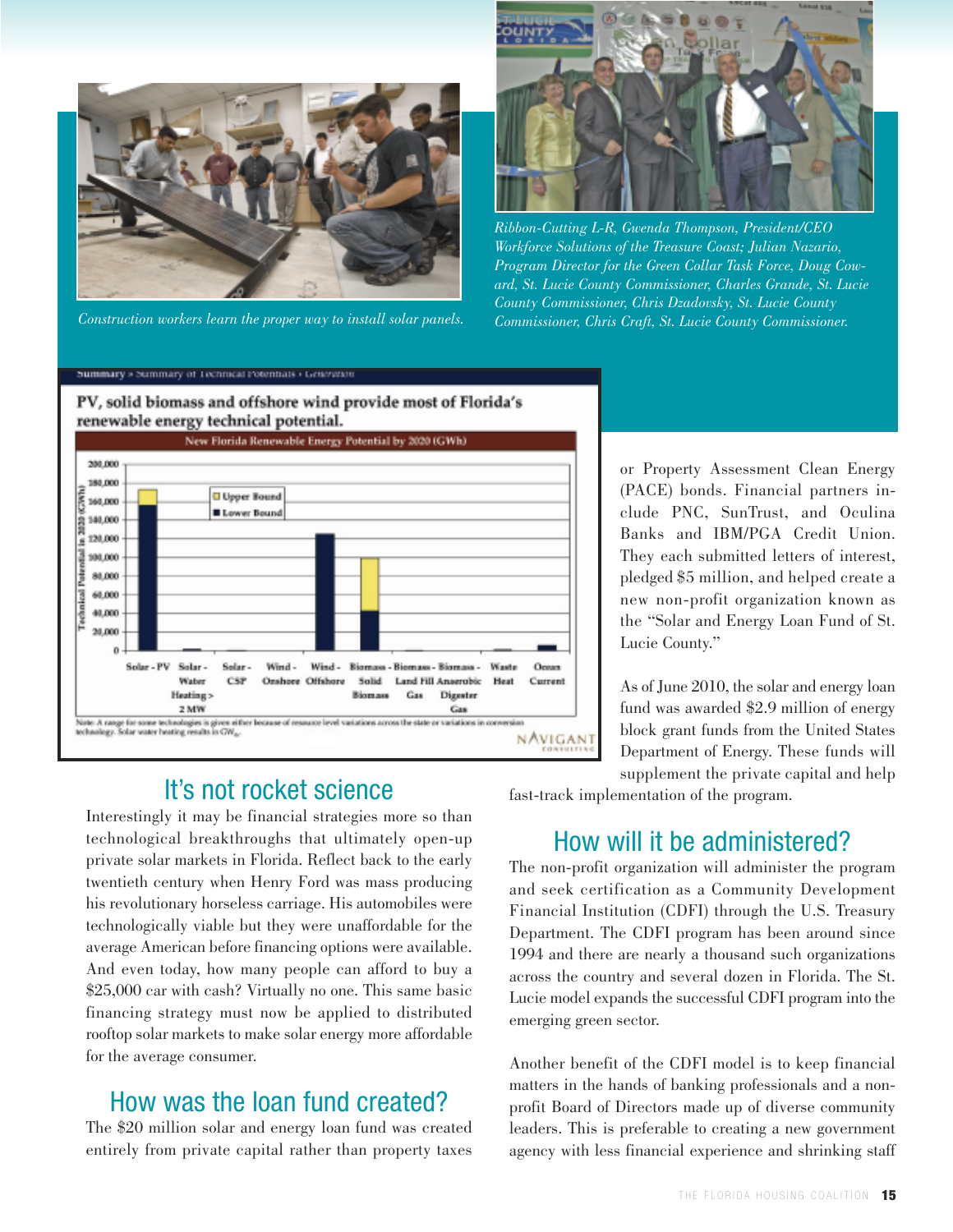Construction workers learn the proper way to install solar panels.

*Ribbon-Cutting L-R, Gwenda Thompson, President/CEO Workforce Solutions of the Treasure Coast; Julian Nazario, Program Director for the Green Collar Task Force, Doug Coward, St. Lucie County Commissioner, Charles Grande, St. Lucie County Commissioner, Chris Dzadovsky, St. Lucie County Commissioner, Chris Craft, St. Lucie County Commissioner.*

**PV, solid biomass and offshore wind provide most of Florida's renewable energy technical potential.**

New Florida Renewable Energy Potential by 2020 (GWh)

Note: A range for some technologies is given either because of resource level variations across the state or variations in conversion technology. Solar water heating results in $GW_{th}$.

## It's not rocket science

Interestingly it may be financial strategies more so than technological breakthroughs that ultimately open-up private solar markets in Florida. Reflect back to the early twentieth century when Henry Ford was mass producing his revolutionary horseless carriage. His automobiles were technologically viable but they were unaffordable for the average American before financing options were available. And even today, how many people can afford to buy a $25,000 car with cash? Virtually no one. This same basic financing strategy must now be applied to distributed rooftop solar markets to make solar energy more affordable for the average consumer.

## How was the loan fund created?

The $20 million solar and energy loan fund was created entirely from private capital rather than property taxes or Property Assessment Clean Energy (PACE) bonds. Financial partners include PNC, SunTrust, and Oculina Banks and IBM/PGA Credit Union. They each submitted letters of interest, pledged $5 million, and helped create a new non-profit organization known as the "Solar and Energy Loan Fund of St. Lucie County."

As of June 2010, the solar and energy loan fund was awarded $2.9 million of energy block grant funds from the United States Department of Energy. These funds will supplement the private capital and help fast-track implementation of the program.

## How will it be administered?

The non-profit organization will administer the program and seek certification as a Community Development Financial Institution (CDFI) through the U.S. Treasury Department. The CDFI program has been around since 1994 and there are nearly a thousand such organizations across the country and several dozen in Florida. The St. Lucie model expands the successful CDFI program into the emerging green sector.

Another benefit of the CDFI model is to keep financial matters in the hands of banking professionals and a non-profit Board of Directors made up of diverse community leaders. This is preferable to creating a new government agency with less financial experience and shrinking staff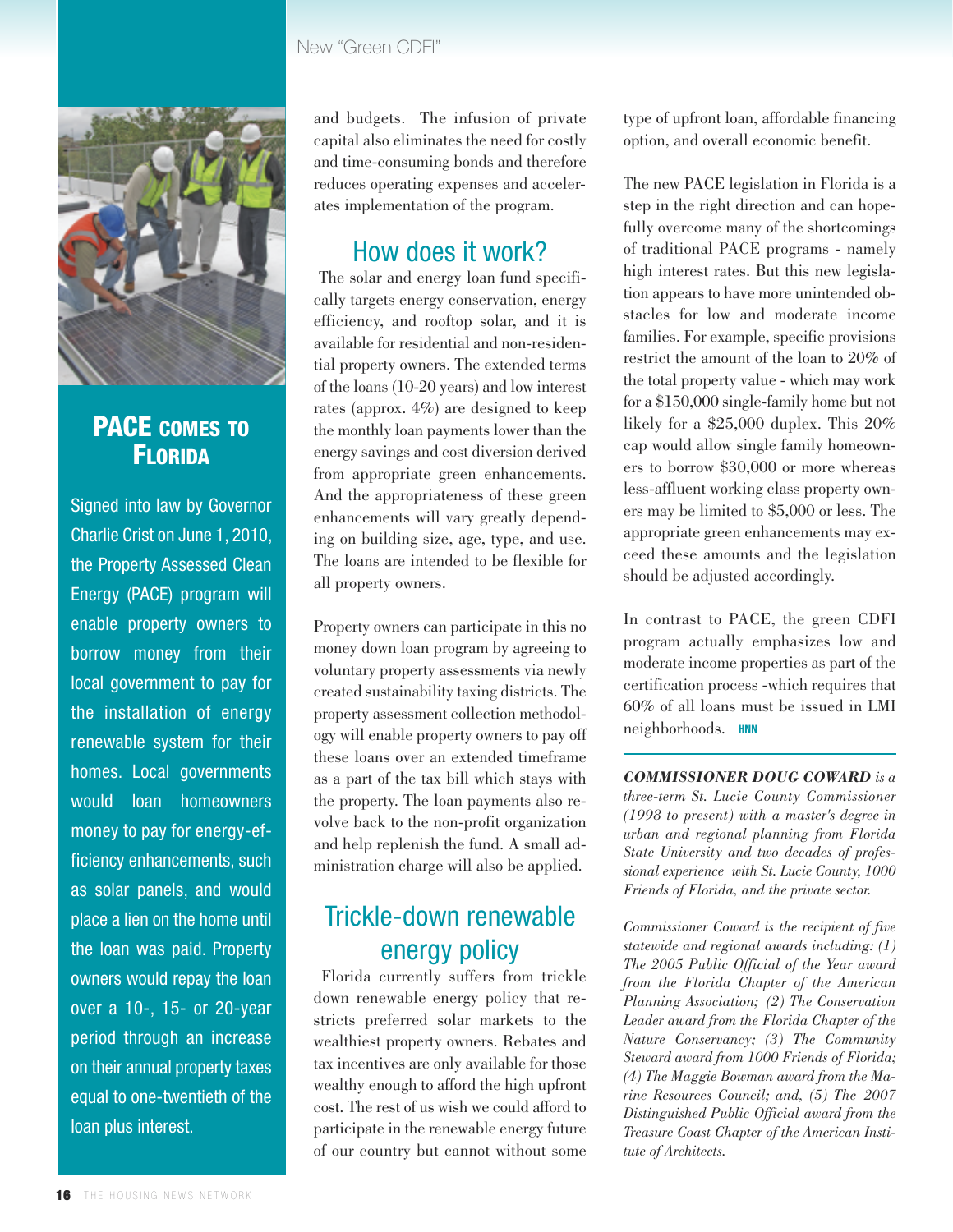and budgets. The infusion of private capital also eliminates the need for costly and time-consuming bonds and therefore reduces operating expenses and accelerates implementation of the program.

## How does it work?

The solar and energy loan fund specifically targets energy conservation, energy efficiency, and rooftop solar, and it is available for residential and non-residential property owners. The extended terms of the loans (10-20 years) and low interest rates (approx. 4%) are designed to keep the monthly loan payments lower than the energy savings and cost diversion derived from appropriate green enhancements. And the appropriateness of these green enhancements will vary greatly depending on building size, age, type, and use. The loans are intended to be flexible for all property owners.

Property owners can participate in this no money down loan program by agreeing to voluntary property assessments via newly created sustainability taxing districts. The property assessment collection methodology will enable property owners to pay off these loans over an extended timeframe as a part of the tax bill which stays with the property. The loan payments also revolve back to the non-profit organization and help replenish the fund. A small administration charge will also be applied.

## Trickle-down renewable energy policy

Florida currently suffers from trickle down renewable energy policy that restricts preferred solar markets to the wealthiest property owners. Rebates and tax incentives are only available for those wealthy enough to afford the high upfront cost. The rest of us wish we could afford to participate in the renewable energy future of our country but cannot without some type of upfront loan, affordable financing option, and overall economic benefit.

The new PACE legislation in Florida is a step in the right direction and can hopefully overcome many of the shortcomings of traditional PACE programs - namely high interest rates. But this new legislation appears to have more unintended obstacles for low and moderate income families. For example, specific provisions restrict the amount of the loan to 20% of the total property value - which may work for a $150,000 single-family home but not likely for a $25,000 duplex. This 20% cap would allow single family homeowners to borrow $30,000 or more whereas less-affluent working class property owners may be limited to $5,000 or less. The appropriate green enhancements may exceed these amounts and the legislation should be adjusted accordingly.

In contrast to PACE, the green CDFI program actually emphasizes low and moderate income properties as part of the certification process -which requires that 60% of all loans must be issued in LMI neighborhoods. HNN

## PACE comes to Florida

Signed into law by Governor Charlie Crist on June 1, 2010, the Property Assessed Clean Energy (PACE) program will enable property owners to borrow money from their local government to pay for the installation of energy renewable system for their homes. Local governments would loan homeowners money to pay for energy-efficiency enhancements, such as solar panels, and would place a lien on the home until the loan was paid. Property owners would repay the loan over a 10-, 15- or 20-year period through an increase on their annual property taxes equal to one-twentieth of the loan plus interest.

---

***COMMISSIONER DOUG COWARD*** *is a three-term St. Lucie County Commissioner (1998 to present) with a master's degree in urban and regional planning from Florida State University and two decades of professional experience with St. Lucie County, 1000 Friends of Florida, and the private sector.*

*Commissioner Coward is the recipient of five statewide and regional awards including: (1) The 2005 Public Official of the Year award from the Florida Chapter of the American Planning Association; (2) The Conservation Leader award from the Florida Chapter of the Nature Conservancy; (3) The Community Steward award from 1000 Friends of Florida; (4) The Maggie Bowman award from the Marine Resources Council; and, (5) The 2007 Distinguished Public Official award from the Treasure Coast Chapter of the American Institute of Architects.*